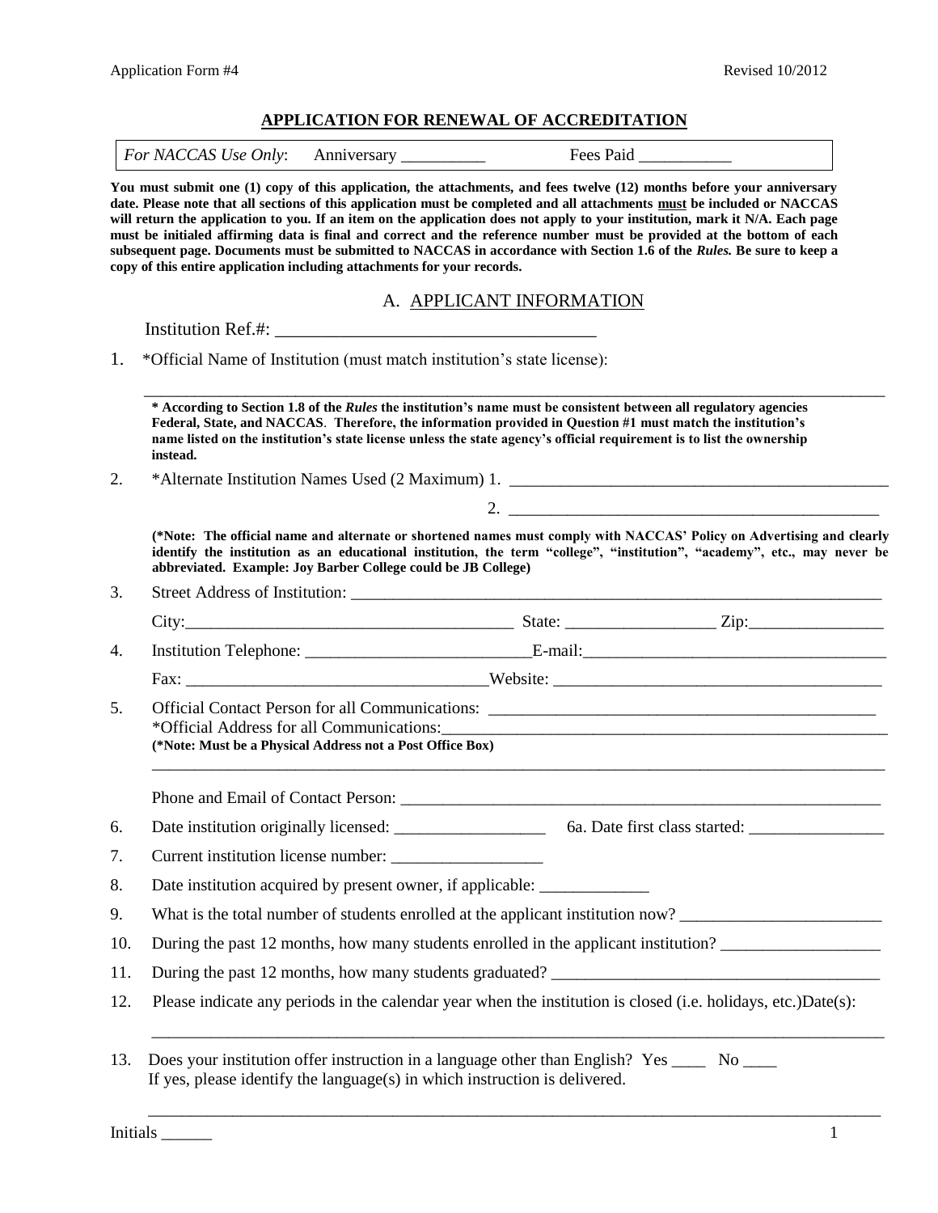# APPLICATION FOR RENEWAL OF ACCREDITATION

| *For NACCAS Use Only*: Anniversary __________ | Fees Paid ___________ |
|---|---|

**You must submit one (1) copy of this application, the attachments, and fees twelve (12) months before your anniversary date. Please note that all sections of this application must be completed and all attachments must be included or NACCAS will return the application to you. If an item on the application does not apply to your institution, mark it N/A. Each page must be initialed affirming data is final and correct and the reference number must be provided at the bottom of each subsequent page. Documents must be submitted to NACCAS in accordance with Section 1.6 of the *Rules.* Be sure to keep a copy of this entire application including attachments for your records.**

## A. APPLICANT INFORMATION

Institution Ref.#: ___________________________________

1. *Official Name of Institution (must match institution's state license):

   ___________________________________________________________________________

   **\* According to Section 1.8 of the *Rules* the institution's name must be consistent between all regulatory agencies Federal, State, and NACCAS. Therefore, the information provided in Question #1 must match the institution's name listed on the institution's state license unless the state agency's official requirement is to list the ownership instead.**

2. *Alternate Institution Names Used (2 Maximum) 1. ______________________________________________

   2. ______________________________________________

   **(\*Note: The official name and alternate or shortened names must comply with NACCAS' Policy on Advertising and clearly identify the institution as an educational institution, the term "college", "institution", "academy", etc., may never be abbreviated. Example: Joy Barber College could be JB College)**

3. Street Address of Institution: ____________________________________________________________

   City:_______________________________________ State: _________________ Zip:________________

4. Institution Telephone: __________________________E-mail:____________________________________

   Fax: ___________________________________Website: _________________________________________

5. Official Contact Person for all Communications: _______________________________________________

   *Official Address for all Communications:______________________________________________________

   **(\*Note: Must be a Physical Address not a Post Office Box)**

   ___________________________________________________________________________

   Phone and Email of Contact Person: ___________________________________________________________

6. Date institution originally licensed: __________________ 6a. Date first class started: ________________

7. Current institution license number: __________________

8. Date institution acquired by present owner, if applicable: _____________

9. What is the total number of students enrolled at the applicant institution now? ________________________

10. During the past 12 months, how many students enrolled in the applicant institution? ___________________

11. During the past 12 months, how many students graduated? ________________________________________

12. Please indicate any periods in the calendar year when the institution is closed (i.e. holidays, etc.)Date(s):

    ___________________________________________________________________________

13. Does your institution offer instruction in a language other than English? Yes ____ No ____

    If yes, please identify the language(s) in which instruction is delivered.

    ___________________________________________________________________________

Initials ______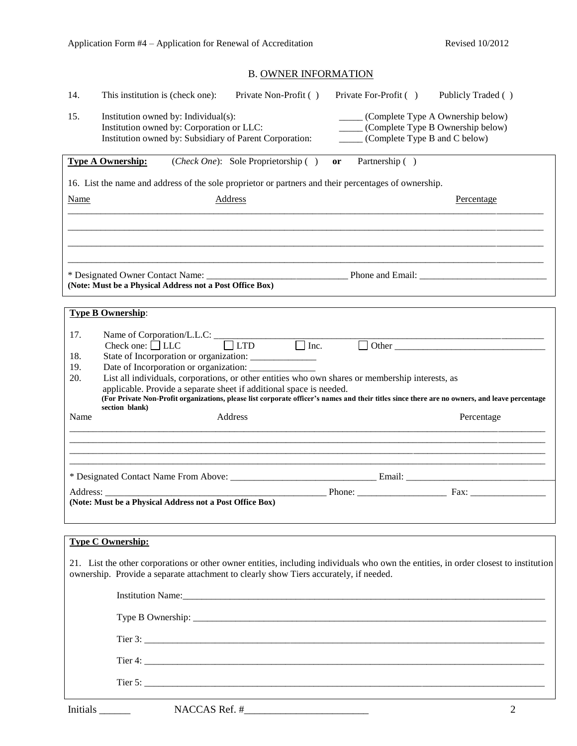## B. OWNER INFORMATION

14. This institution is (check one): Private Non-Profit ( ) Private For-Profit ( ) Publicly Traded ( )

15. Institution owned by: Individual(s): _____ (Complete Type A Ownership below)
Institution owned by: Corporation or LLC: _____ (Complete Type B Ownership below)
Institution owned by: Subsidiary of Parent Corporation: _____ (Complete Type B and C below)

**Type A Ownership:** (*Check One*): Sole Proprietorship ( ) **or** Partnership ( )

16. List the name and address of the sole proprietor or partners and their percentages of ownership.

| Name | Address | Percentage |
|---|---|---|
| | | |
| | | |
| | | |
| | | |

* Designated Owner Contact Name: ______________________________ Phone and Email: ___________________________
**(Note: Must be a Physical Address not a Post Office Box)**

**Type B Ownership**:

17. Name of Corporation/L.L.C: ____________________________________________________________
Check one: ☐ LLC ☐ LTD ☐ Inc. ☐ Other ________________________________

18. State of Incorporation or organization: ______________

19. Date of Incorporation or organization: ______________

20. List all individuals, corporations, or other entities who own shares or membership interests, as applicable. Provide a separate sheet if additional space is needed.
**(For Private Non-Profit organizations, please list corporate officer's names and their titles since there are no owners, and leave percentage section blank)**

| Name | Address | Percentage |
|---|---|---|
| | | |
| | | |
| | | |
| | | |

* Designated Contact Name From Above: _______________________________ Email: ______________________________

Address: _______________________________________________ Phone: ___________________ Fax: ________________
**(Note: Must be a Physical Address not a Post Office Box)**

**Type C Ownership:**

21. List the other corporations or other owner entities, including individuals who own the entities, in order closest to institution ownership. Provide a separate attachment to clearly show Tiers accurately, if needed.

Institution Name:_________________________________________________________________________

Type B Ownership: ________________________________________________________________________

Tier 3: _______________________________________________________________________________

Tier 4: _______________________________________________________________________________

Tier 5: _______________________________________________________________________________

Initials ______ NACCAS Ref. #________________________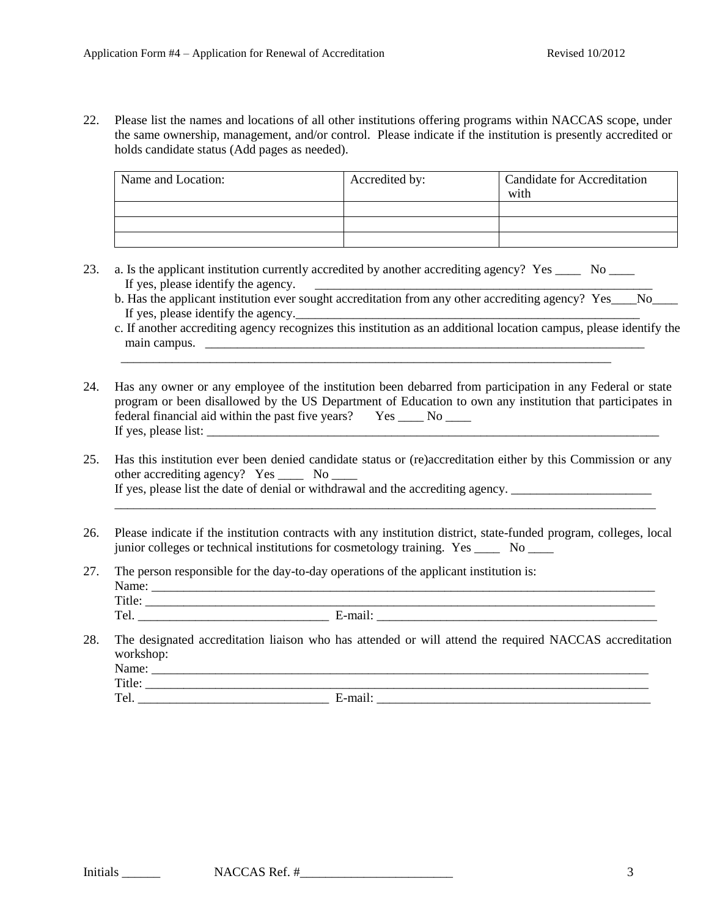22. Please list the names and locations of all other institutions offering programs within NACCAS scope, under the same ownership, management, and/or control. Please indicate if the institution is presently accredited or holds candidate status (Add pages as needed).

| Name and Location: | Accredited by: | Candidate for Accreditation with |
|---|---|---|
| | | |
| | | |
| | | |

23. a. Is the applicant institution currently accredited by another accrediting agency? Yes ____ No ____
    If yes, please identify the agency. _______________________________________________________
    b. Has the applicant institution ever sought accreditation from any other accrediting agency? Yes____No____
    If yes, please identify the agency._______________________________________________________
    c. If another accrediting agency recognizes this institution as an additional location campus, please identify the main campus. _________________________________________________________________________
    _________________________________________________________________________________

24. Has any owner or any employee of the institution been debarred from participation in any Federal or state program or been disallowed by the US Department of Education to own any institution that participates in federal financial aid within the past five years? Yes ____ No ____
    If yes, please list: ___________________________________________________________________________

25. Has this institution ever been denied candidate status or (re)accreditation either by this Commission or any other accrediting agency? Yes ____ No ____
    If yes, please list the date of denial or withdrawal and the accrediting agency. ______________________
    ___________________________________________________________________________________________

26. Please indicate if the institution contracts with any institution district, state-funded program, colleges, local junior colleges or technical institutions for cosmetology training. Yes ____ No ____

27. The person responsible for the day-to-day operations of the applicant institution is:
    Name: _____________________________________________________________________________________
    Title: _____________________________________________________________________________________
    Tel. ______________________________ E-mail: ____________________________________________

28. The designated accreditation liaison who has attended or will attend the required NACCAS accreditation workshop:
    Name: _____________________________________________________________________________________
    Title: _____________________________________________________________________________________
    Tel. ______________________________ E-mail: ____________________________________________

Initials ______ NACCAS Ref. #________________________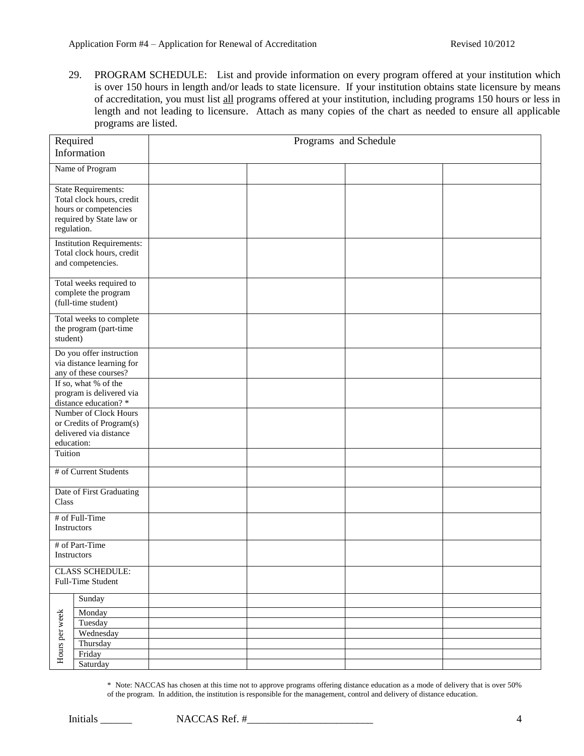29. PROGRAM SCHEDULE: List and provide information on every program offered at your institution which is over 150 hours in length and/or leads to state licensure. If your institution obtains state licensure by means of accreditation, you must list all programs offered at your institution, including programs 150 hours or less in length and not leading to licensure. Attach as many copies of the chart as needed to ensure all applicable programs are listed.

| Required Information | | Programs and Schedule | | | |
|---|---|---|---|---|---|
| Name of Program | | | | | |
| State Requirements: Total clock hours, credit hours or competencies required by State law or regulation. | | | | | |
| Institution Requirements: Total clock hours, credit and competencies. | | | | | |
| Total weeks required to complete the program (full-time student) | | | | | |
| Total weeks to complete the program (part-time student) | | | | | |
| Do you offer instruction via distance learning for any of these courses? | | | | | |
| If so, what % of the program is delivered via distance education? * | | | | | |
| Number of Clock Hours or Credits of Program(s) delivered via distance education: | | | | | |
| Tuition | | | | | |
| # of Current Students | | | | | |
| Date of First Graduating Class | | | | | |
| # of Full-Time Instructors | | | | | |
| # of Part-Time Instructors | | | | | |
| CLASS SCHEDULE: Full-Time Student | | | | | |
| Hours per week | Sunday | | | | |
| | Monday | | | | |
| | Tuesday | | | | |
| | Wednesday | | | | |
| | Thursday | | | | |
| | Friday | | | | |
| | Saturday | | | | |

\* Note: NACCAS has chosen at this time not to approve programs offering distance education as a mode of delivery that is over 50% of the program. In addition, the institution is responsible for the management, control and delivery of distance education.

Initials ______ NACCAS Ref. #________________________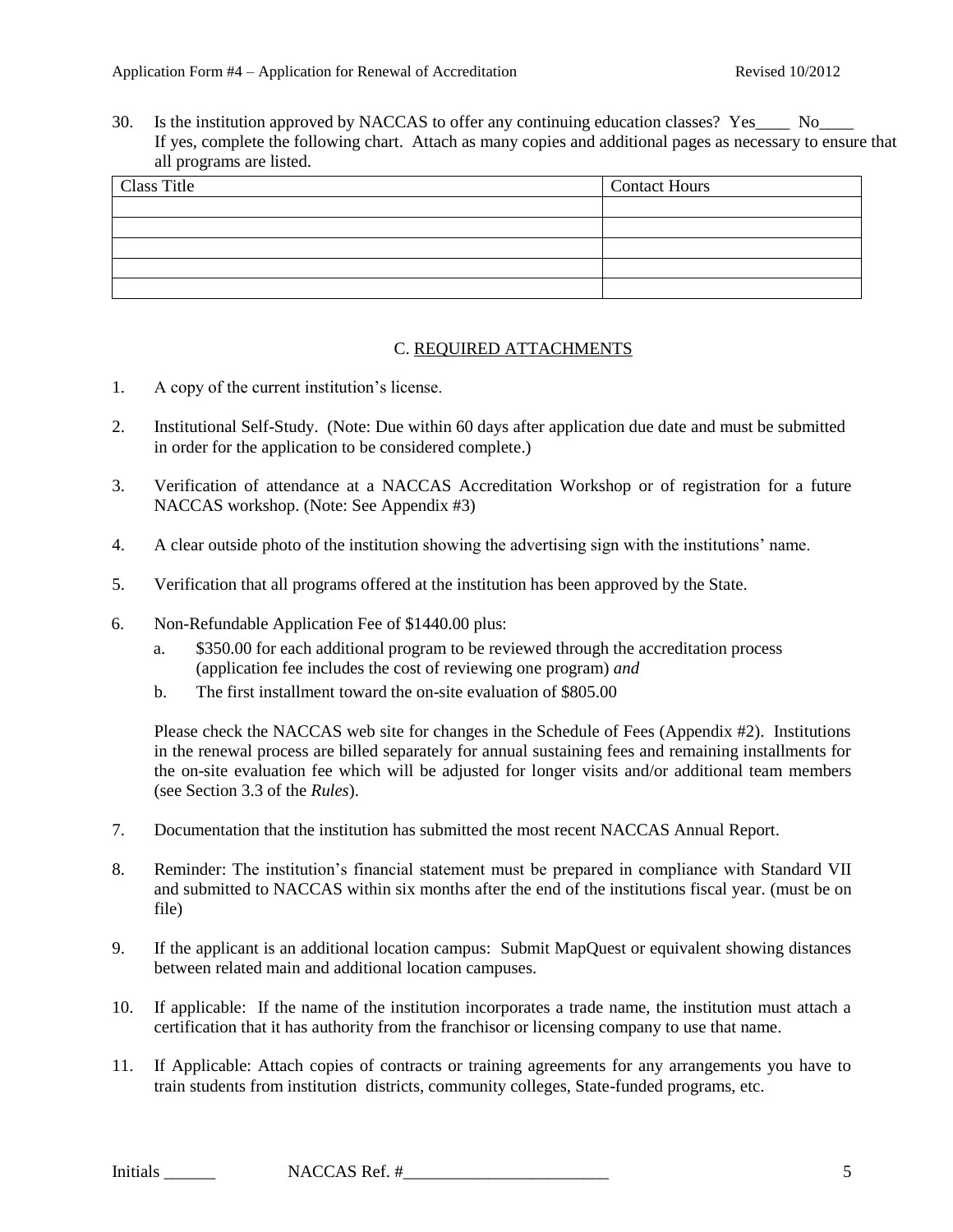30. Is the institution approved by NACCAS to offer any continuing education classes? Yes____ No____
    If yes, complete the following chart. Attach as many copies and additional pages as necessary to ensure that all programs are listed.

| Class Title | Contact Hours |
|---|---|
| | |
| | |
| | |
| | |
| | |

## C. REQUIRED ATTACHMENTS

1. A copy of the current institution's license.

2. Institutional Self-Study. (Note: Due within 60 days after application due date and must be submitted in order for the application to be considered complete.)

3. Verification of attendance at a NACCAS Accreditation Workshop or of registration for a future NACCAS workshop. (Note: See Appendix #3)

4. A clear outside photo of the institution showing the advertising sign with the institutions' name.

5. Verification that all programs offered at the institution has been approved by the State.

6. Non-Refundable Application Fee of $1440.00 plus:
   a. $350.00 for each additional program to be reviewed through the accreditation process (application fee includes the cost of reviewing one program) *and*
   b. The first installment toward the on-site evaluation of $805.00

   Please check the NACCAS web site for changes in the Schedule of Fees (Appendix #2). Institutions in the renewal process are billed separately for annual sustaining fees and remaining installments for the on-site evaluation fee which will be adjusted for longer visits and/or additional team members (see Section 3.3 of the *Rules*).

7. Documentation that the institution has submitted the most recent NACCAS Annual Report.

8. Reminder: The institution's financial statement must be prepared in compliance with Standard VII and submitted to NACCAS within six months after the end of the institutions fiscal year. (must be on file)

9. If the applicant is an additional location campus: Submit MapQuest or equivalent showing distances between related main and additional location campuses.

10. If applicable: If the name of the institution incorporates a trade name, the institution must attach a certification that it has authority from the franchisor or licensing company to use that name.

11. If Applicable: Attach copies of contracts or training agreements for any arrangements you have to train students from institution districts, community colleges, State-funded programs, etc.

Initials ______ NACCAS Ref. #________________________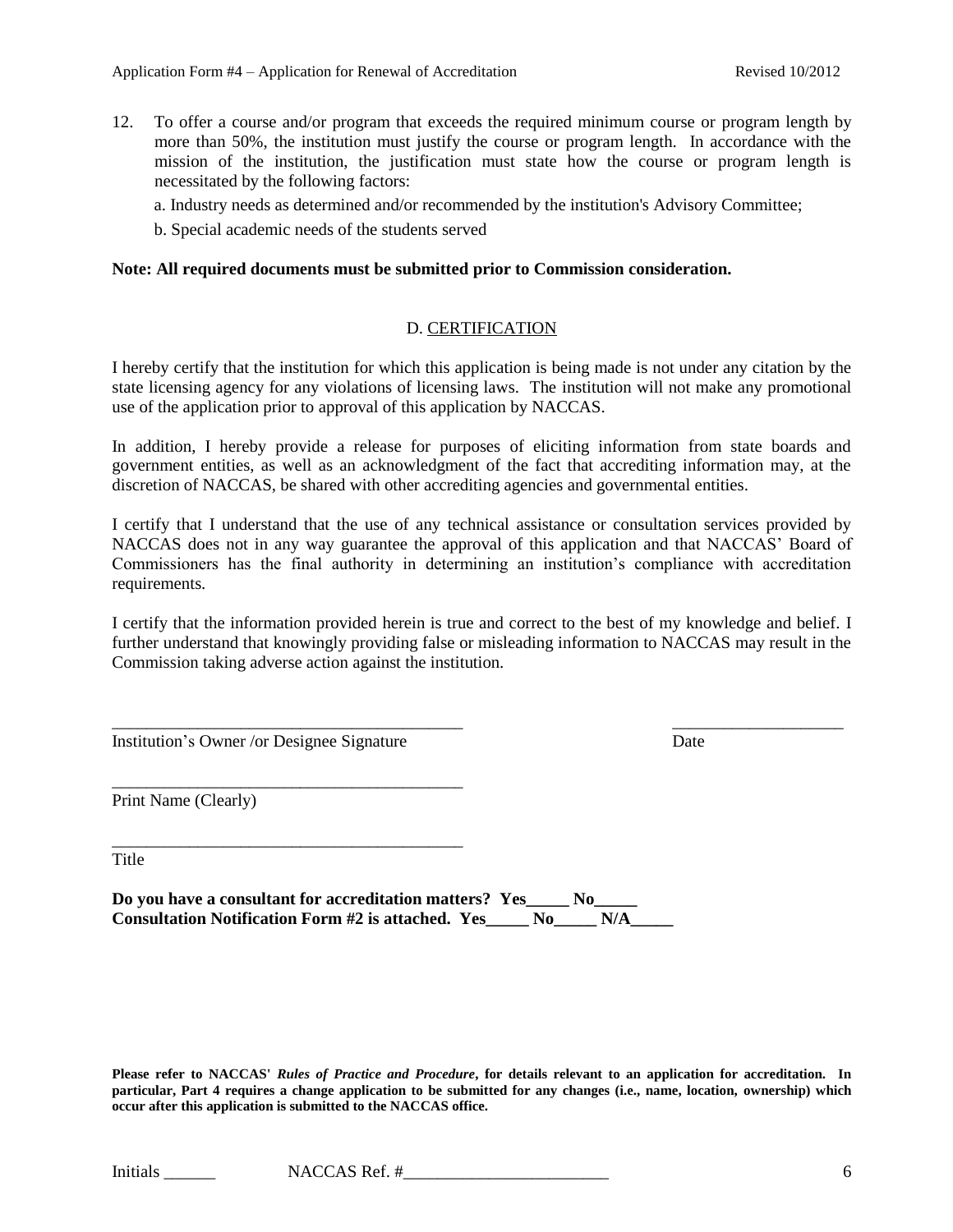12. To offer a course and/or program that exceeds the required minimum course or program length by more than 50%, the institution must justify the course or program length. In accordance with the mission of the institution, the justification must state how the course or program length is necessitated by the following factors:

    a. Industry needs as determined and/or recommended by the institution's Advisory Committee;

    b. Special academic needs of the students served

**Note: All required documents must be submitted prior to Commission consideration.**

## D. CERTIFICATION

I hereby certify that the institution for which this application is being made is not under any citation by the state licensing agency for any violations of licensing laws. The institution will not make any promotional use of the application prior to approval of this application by NACCAS.

In addition, I hereby provide a release for purposes of eliciting information from state boards and government entities, as well as an acknowledgment of the fact that accrediting information may, at the discretion of NACCAS, be shared with other accrediting agencies and governmental entities.

I certify that I understand that the use of any technical assistance or consultation services provided by NACCAS does not in any way guarantee the approval of this application and that NACCAS' Board of Commissioners has the final authority in determining an institution's compliance with accreditation requirements.

I certify that the information provided herein is true and correct to the best of my knowledge and belief. I further understand that knowingly providing false or misleading information to NACCAS may result in the Commission taking adverse action against the institution.

__________________________________________ ____________________

Institution's Owner /or Designee Signature Date

__________________________________________

Print Name (Clearly)

__________________________________________

Title

**Do you have a consultant for accreditation matters? Yes_____ No_____**
**Consultation Notification Form #2 is attached. Yes_____ No_____ N/A_____**

**Please refer to NACCAS' *Rules of Practice and Procedure*, for details relevant to an application for accreditation. In particular, Part 4 requires a change application to be submitted for any changes (i.e., name, location, ownership) which occur after this application is submitted to the NACCAS office.**

Initials ______ NACCAS Ref. #________________________